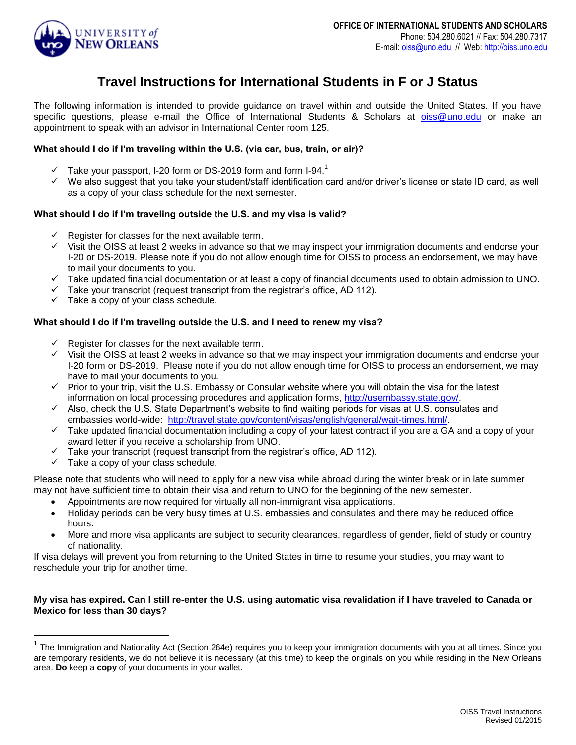**OFFICE OF INTERNATIONAL STUDENTS AND SCHOLARS**
Phone: 504.280.6021 // Fax: 504.280.7317
E-mail: oiss@uno.edu // Web: http://oiss.uno.edu

# Travel Instructions for International Students in F or J Status

The following information is intended to provide guidance on travel within and outside the United States. If you have specific questions, please e-mail the Office of International Students & Scholars at oiss@uno.edu or make an appointment to speak with an advisor in International Center room 125.

### What should I do if I'm traveling within the U.S. (via car, bus, train, or air)?

- ✓ Take your passport, I-20 form or DS-2019 form and form I-94.[1]
- ✓ We also suggest that you take your student/staff identification card and/or driver's license or state ID card, as well as a copy of your class schedule for the next semester.

### What should I do if I'm traveling outside the U.S. and my visa is valid?

- ✓ Register for classes for the next available term.
- ✓ Visit the OISS at least 2 weeks in advance so that we may inspect your immigration documents and endorse your I-20 or DS-2019. Please note if you do not allow enough time for OISS to process an endorsement, we may have to mail your documents to you.
- ✓ Take updated financial documentation or at least a copy of financial documents used to obtain admission to UNO.
- ✓ Take your transcript (request transcript from the registrar's office, AD 112).
- ✓ Take a copy of your class schedule.

### What should I do if I'm traveling outside the U.S. and I need to renew my visa?

- ✓ Register for classes for the next available term.
- ✓ Visit the OISS at least 2 weeks in advance so that we may inspect your immigration documents and endorse your I-20 form or DS-2019. Please note if you do not allow enough time for OISS to process an endorsement, we may have to mail your documents to you.
- ✓ Prior to your trip, visit the U.S. Embassy or Consular website where you will obtain the visa for the latest information on local processing procedures and application forms, http://usembassy.state.gov/.
- ✓ Also, check the U.S. State Department's website to find waiting periods for visas at U.S. consulates and embassies world-wide: http://travel.state.gov/content/visas/english/general/wait-times.html/.
- ✓ Take updated financial documentation including a copy of your latest contract if you are a GA and a copy of your award letter if you receive a scholarship from UNO.
- ✓ Take your transcript (request transcript from the registrar's office, AD 112).
- ✓ Take a copy of your class schedule.

Please note that students who will need to apply for a new visa while abroad during the winter break or in late summer may not have sufficient time to obtain their visa and return to UNO for the beginning of the new semester.

- Appointments are now required for virtually all non-immigrant visa applications.
- Holiday periods can be very busy times at U.S. embassies and consulates and there may be reduced office hours.
- More and more visa applicants are subject to security clearances, regardless of gender, field of study or country of nationality.

If visa delays will prevent you from returning to the United States in time to resume your studies, you may want to reschedule your trip for another time.

### My visa has expired. Can I still re-enter the U.S. using automatic visa revalidation if I have traveled to Canada or Mexico for less than 30 days?

---

[1] The Immigration and Nationality Act (Section 264e) requires you to keep your immigration documents with you at all times. Since you are temporary residents, we do not believe it is necessary (at this time) to keep the originals on you while residing in the New Orleans area. **Do** keep a **copy** of your documents in your wallet.

OISS Travel Instructions
Revised 01/2015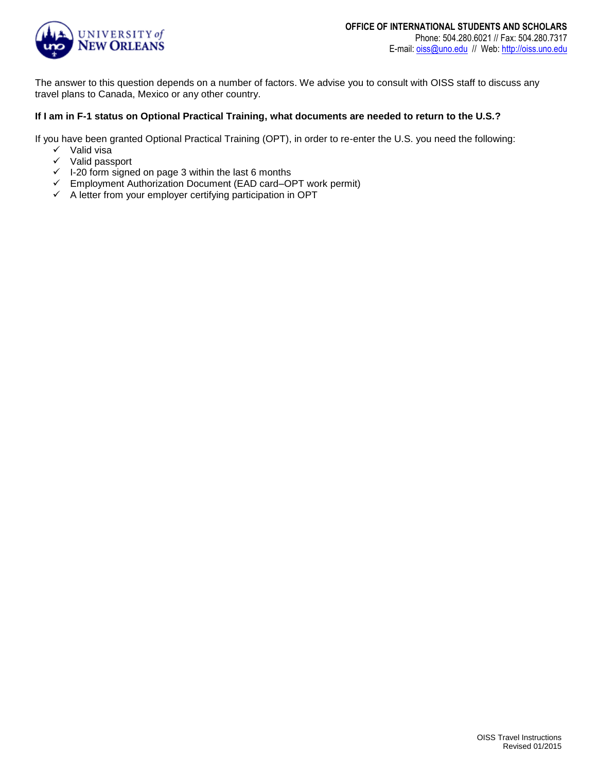The answer to this question depends on a number of factors. We advise you to consult with OISS staff to discuss any travel plans to Canada, Mexico or any other country.

**If I am in F-1 status on Optional Practical Training, what documents are needed to return to the U.S.?**

If you have been granted Optional Practical Training (OPT), in order to re-enter the U.S. you need the following:

- ✓ Valid visa
- ✓ Valid passport
- ✓ I-20 form signed on page 3 within the last 6 months
- ✓ Employment Authorization Document (EAD card–OPT work permit)
- ✓ A letter from your employer certifying participation in OPT